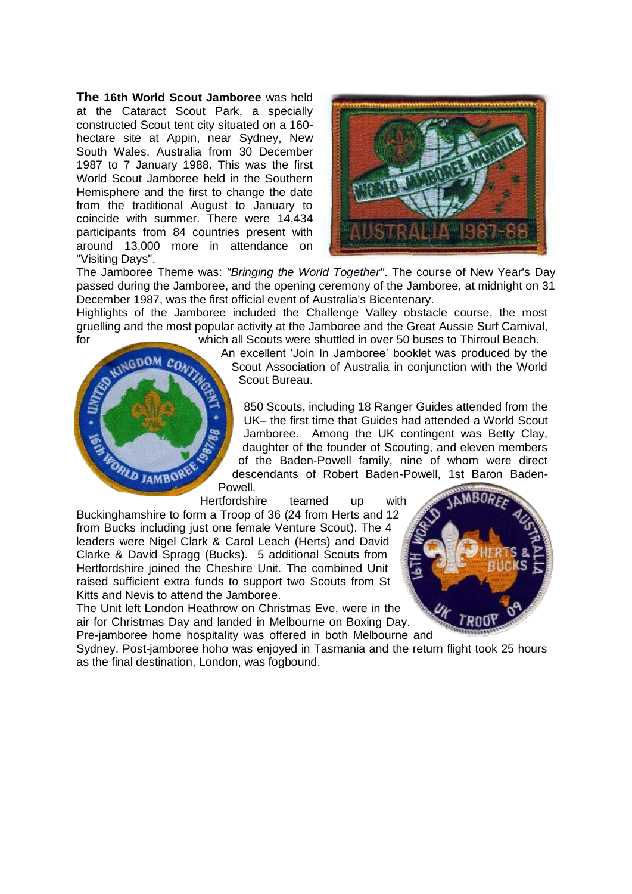**The 16th World Scout Jamboree** was held at the Cataract Scout Park, a specially constructed Scout tent city situated on a 160-hectare site at Appin, near Sydney, New South Wales, Australia from 30 December 1987 to 7 January 1988. This was the first World Scout Jamboree held in the Southern Hemisphere and the first to change the date from the traditional August to January to coincide with summer. There were 14,434 participants from 84 countries present with around 13,000 more in attendance on "Visiting Days".

The Jamboree Theme was: *"Bringing the World Together"*. The course of New Year's Day passed during the Jamboree, and the opening ceremony of the Jamboree, at midnight on 31 December 1987, was the first official event of Australia's Bicentenary.

Highlights of the Jamboree included the Challenge Valley obstacle course, the most gruelling and the most popular activity at the Jamboree and the Great Aussie Surf Carnival, for which all Scouts were shuttled in over 50 buses to Thirroul Beach.

An excellent 'Join In Jamboree' booklet was produced by the Scout Association of Australia in conjunction with the World Scout Bureau.

850 Scouts, including 18 Ranger Guides attended from the UK– the first time that Guides had attended a World Scout Jamboree. Among the UK contingent was Betty Clay, daughter of the founder of Scouting, and eleven members of the Baden-Powell family, nine of whom were direct descendants of Robert Baden-Powell, 1st Baron Baden-Powell.

Hertfordshire teamed up with Buckinghamshire to form a Troop of 36 (24 from Herts and 12 from Bucks including just one female Venture Scout). The 4 leaders were Nigel Clark & Carol Leach (Herts) and David Clarke & David Spragg (Bucks). 5 additional Scouts from Hertfordshire joined the Cheshire Unit. The combined Unit raised sufficient extra funds to support two Scouts from St Kitts and Nevis to attend the Jamboree.

The Unit left London Heathrow on Christmas Eve, were in the air for Christmas Day and landed in Melbourne on Boxing Day. Pre-jamboree home hospitality was offered in both Melbourne and Sydney. Post-jamboree hoho was enjoyed in Tasmania and the return flight took 25 hours as the final destination, London, was fogbound.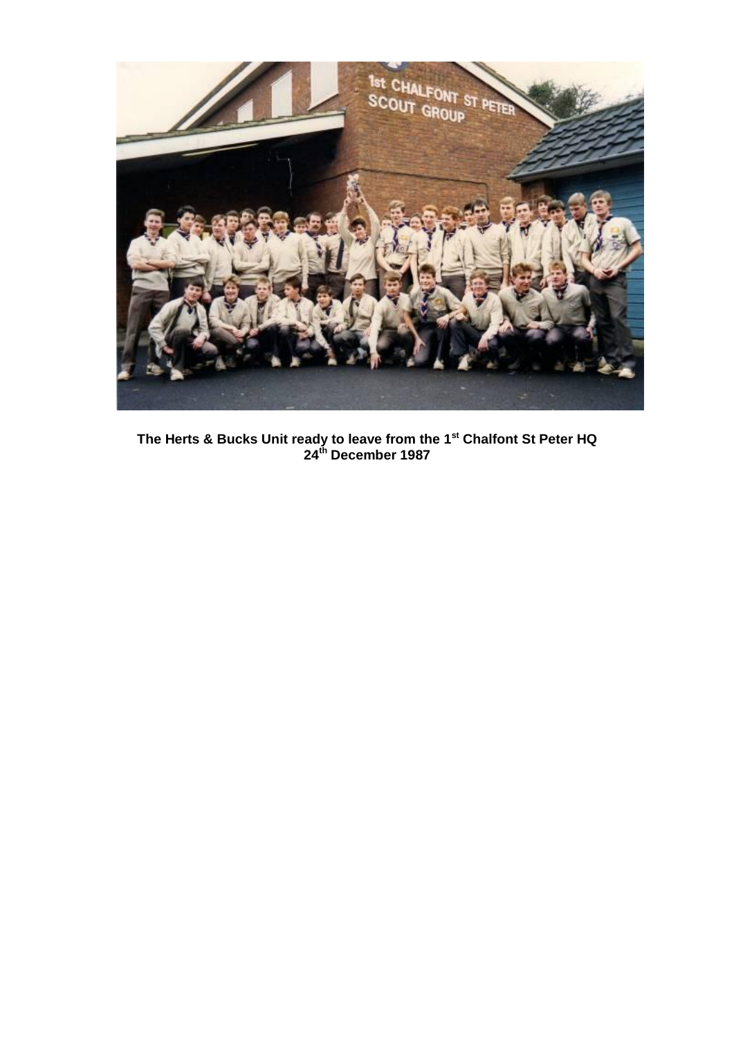**The Herts & Bucks Unit ready to leave from the 1st Chalfont St Peter HQ 24th December 1987**